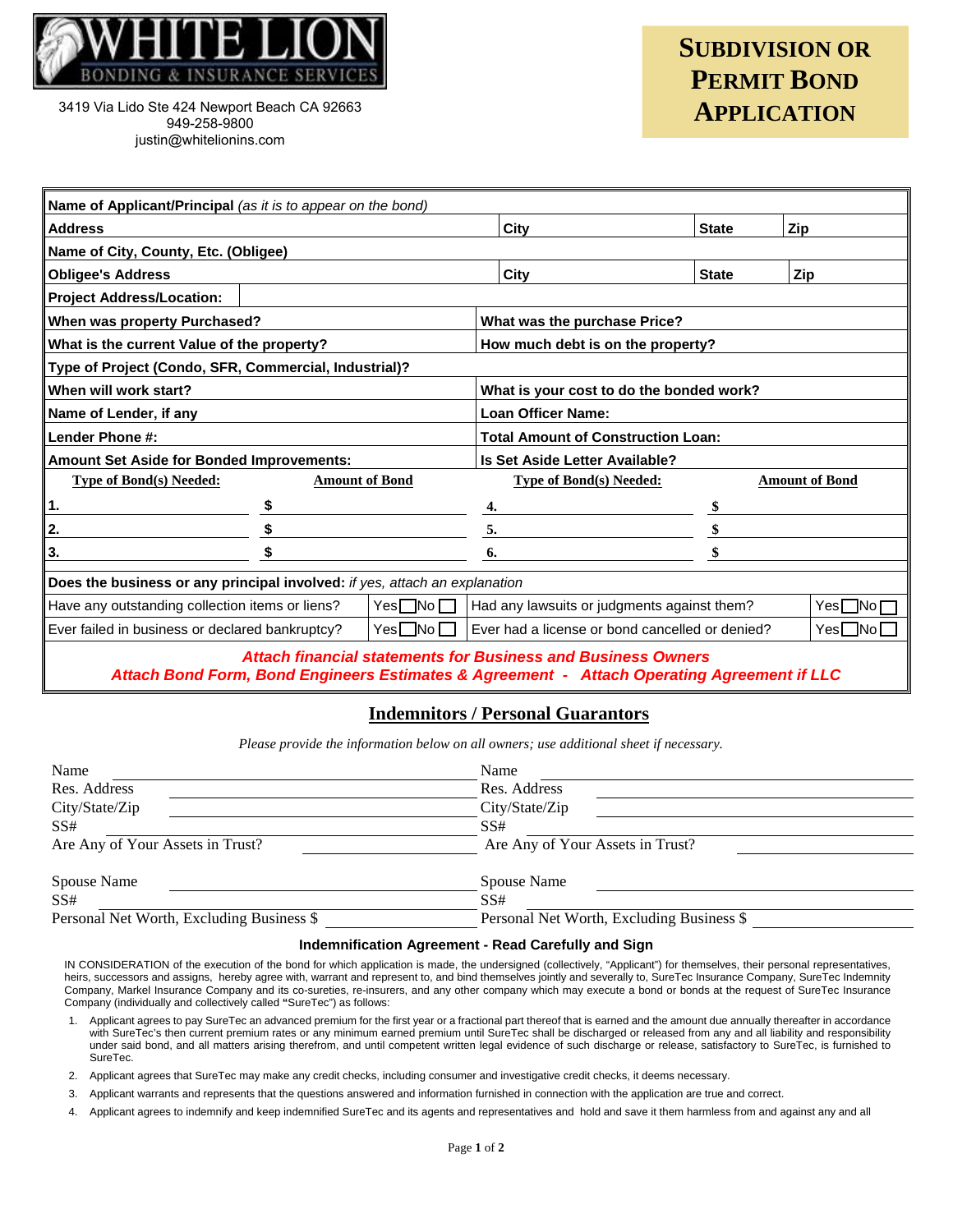# WHITE LION

BONDING & INSURANCE SERVICES

3419 Via Lido Ste 424 Newport Beach CA 92663
949-258-9800
justin@whitelionins.com

# SUBDIVISION OR PERMIT BOND APPLICATION

| | | | |
|---|---|---|---|
| **Name of Applicant/Principal** *(as it is to appear on the bond)* | | | |
| **Address** | **City** | **State** | **Zip** |
| **Name of City, County, Etc. (Obligee)** | | | |
| **Obligee's Address** | **City** | **State** | **Zip** |
| **Project Address/Location:** | | | |
| **When was property Purchased?** | **What was the purchase Price?** | | |
| **What is the current Value of the property?** | **How much debt is on the property?** | | |
| **Type of Project (Condo, SFR, Commercial, Industrial)?** | | | |
| **When will work start?** | **What is your cost to do the bonded work?** | | |
| **Name of Lender, if any** | **Loan Officer Name:** | | |
| **Lender Phone #:** | **Total Amount of Construction Loan:** | | |
| **Amount Set Aside for Bonded Improvements:** | **Is Set Aside Letter Available?** | | |

| Type of Bond(s) Needed: | Amount of Bond | Type of Bond(s) Needed: | Amount of Bond |
|---|---|---|---|
| 1. | $ | 4. | $ |
| 2. | $ | 5. | $ |
| 3. | $ | 6. | $ |

**Does the business or any principal involved:** *if yes, attach an explanation*

| | | | |
|---|---|---|---|
| Have any outstanding collection items or liens? | Yes ☐ No ☐ | Had any lawsuits or judgments against them? | Yes ☐ No ☐ |
| Ever failed in business or declared bankruptcy? | Yes ☐ No ☐ | Ever had a license or bond cancelled or denied? | Yes ☐ No ☐ |

***Attach financial statements for Business and Business Owners***
***Attach Bond Form, Bond Engineers Estimates & Agreement - Attach Operating Agreement if LLC***

## Indemnitors / Personal Guarantors

*Please provide the information below on all owners; use additional sheet if necessary.*

| | |
|---|---|
| Name ______ | Name ______ |
| Res. Address ______ | Res. Address ______ |
| City/State/Zip ______ | City/State/Zip ______ |
| SS# ______ | SS# ______ |
| Are Any of Your Assets in Trust? ______ | Are Any of Your Assets in Trust? ______ |
| Spouse Name ______ | Spouse Name ______ |
| SS# ______ | SS# ______ |
| Personal Net Worth, Excluding Business $ ______ | Personal Net Worth, Excluding Business $ ______ |

### Indemnification Agreement - Read Carefully and Sign

IN CONSIDERATION of the execution of the bond for which application is made, the undersigned (collectively, "Applicant") for themselves, their personal representatives, heirs, successors and assigns, hereby agree with, warrant and represent to, and bind themselves jointly and severally to, SureTec Insurance Company, SureTec Indemnity Company, Markel Insurance Company and its co-sureties, re-insurers, and any other company which may execute a bond or bonds at the request of SureTec Insurance Company (individually and collectively called "SureTec") as follows:

1. Applicant agrees to pay SureTec an advanced premium for the first year or a fractional part thereof that is earned and the amount due annually thereafter in accordance with SureTec's then current premium rates or any minimum earned premium until SureTec shall be discharged or released from any and all liability and responsibility under said bond, and all matters arising therefrom, and until competent written legal evidence of such discharge or release, satisfactory to SureTec, is furnished to SureTec.
2. Applicant agrees that SureTec may make any credit checks, including consumer and investigative credit checks, it deems necessary.
3. Applicant warrants and represents that the questions answered and information furnished in connection with the application are true and correct.
4. Applicant agrees to indemnify and keep indemnified SureTec and its agents and representatives and hold and save it them harmless from and against any and all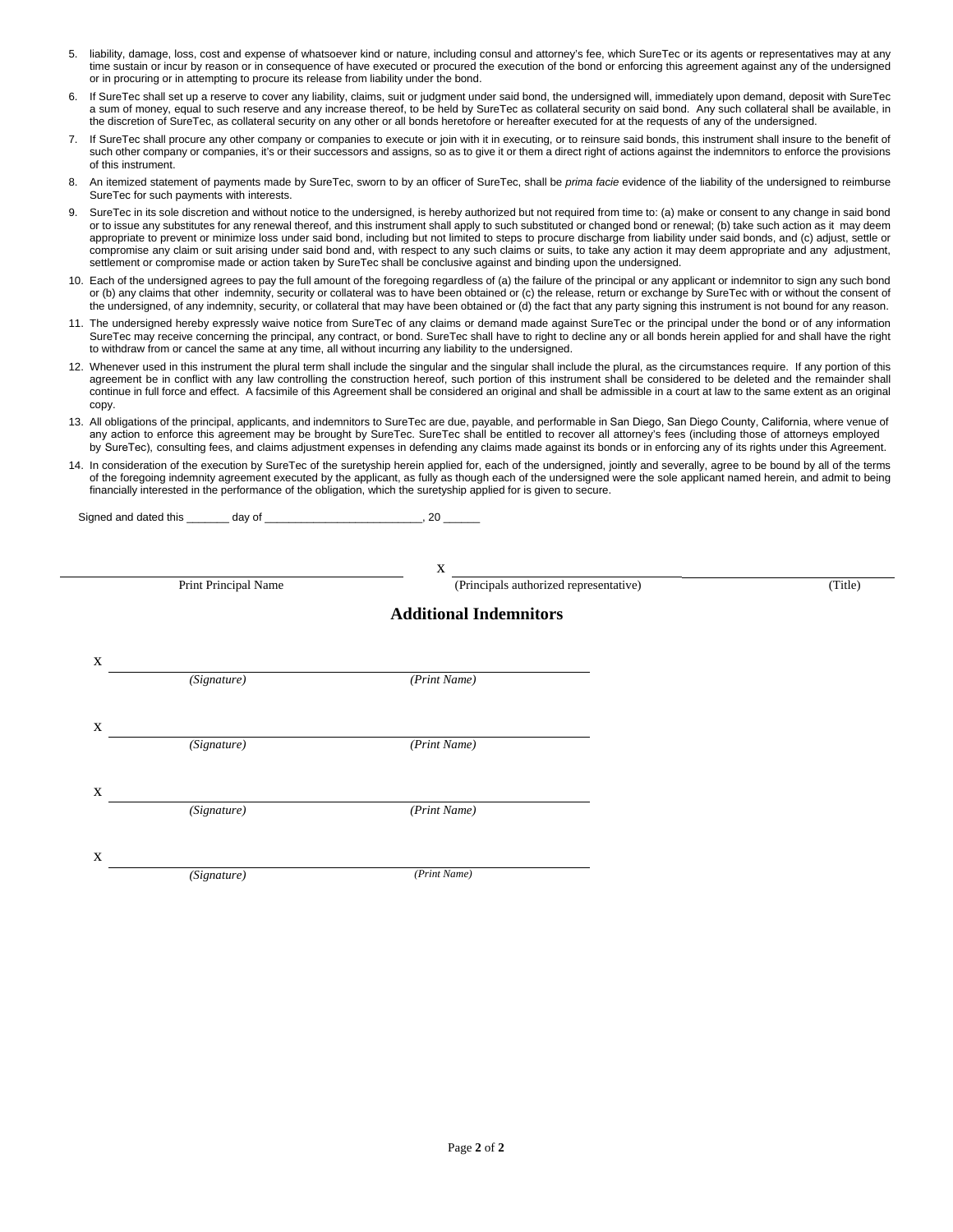5. liability, damage, loss, cost and expense of whatsoever kind or nature, including consul and attorney's fee, which SureTec or its agents or representatives may at any time sustain or incur by reason or in consequence of have executed or procured the execution of the bond or enforcing this agreement against any of the undersigned or in procuring or in attempting to procure its release from liability under the bond.

6. If SureTec shall set up a reserve to cover any liability, claims, suit or judgment under said bond, the undersigned will, immediately upon demand, deposit with SureTec a sum of money, equal to such reserve and any increase thereof, to be held by SureTec as collateral security on said bond. Any such collateral shall be available, in the discretion of SureTec, as collateral security on any other or all bonds heretofore or hereafter executed for at the requests of any of the undersigned.

7. If SureTec shall procure any other company or companies to execute or join with it in executing, or to reinsure said bonds, this instrument shall insure to the benefit of such other company or companies, it's or their successors and assigns, so as to give it or them a direct right of actions against the indemnitors to enforce the provisions of this instrument.

8. An itemized statement of payments made by SureTec, sworn to by an officer of SureTec, shall be *prima facie* evidence of the liability of the undersigned to reimburse SureTec for such payments with interests.

9. SureTec in its sole discretion and without notice to the undersigned, is hereby authorized but not required from time to: (a) make or consent to any change in said bond or to issue any substitutes for any renewal thereof, and this instrument shall apply to such substituted or changed bond or renewal; (b) take such action as it may deem appropriate to prevent or minimize loss under said bond, including but not limited to steps to procure discharge from liability under said bonds, and (c) adjust, settle or compromise any claim or suit arising under said bond and, with respect to any such claims or suits, to take any action it may deem appropriate and any adjustment, settlement or compromise made or action taken by SureTec shall be conclusive against and binding upon the undersigned.

10. Each of the undersigned agrees to pay the full amount of the foregoing regardless of (a) the failure of the principal or any applicant or indemnitor to sign any such bond or (b) any claims that other indemnity, security or collateral was to have been obtained or (c) the release, return or exchange by SureTec with or without the consent of the undersigned, of any indemnity, security, or collateral that may have been obtained or (d) the fact that any party signing this instrument is not bound for any reason.

11. The undersigned hereby expressly waive notice from SureTec of any claims or demand made against SureTec or the principal under the bond or of any information SureTec may receive concerning the principal, any contract, or bond. SureTec shall have to right to decline any or all bonds herein applied for and shall have the right to withdraw from or cancel the same at any time, all without incurring any liability to the undersigned.

12. Whenever used in this instrument the plural term shall include the singular and the singular shall include the plural, as the circumstances require. If any portion of this agreement be in conflict with any law controlling the construction hereof, such portion of this instrument shall be considered to be deleted and the remainder shall continue in full force and effect. A facsimile of this Agreement shall be considered an original and shall be admissible in a court at law to the same extent as an original copy.

13. All obligations of the principal, applicants, and indemnitors to SureTec are due, payable, and performable in San Diego, San Diego County, California, where venue of any action to enforce this agreement may be brought by SureTec. SureTec shall be entitled to recover all attorney's fees (including those of attorneys employed by SureTec), consulting fees, and claims adjustment expenses in defending any claims made against its bonds or in enforcing any of its rights under this Agreement.

14. In consideration of the execution by SureTec of the suretyship herein applied for, each of the undersigned, jointly and severally, agree to be bound by all of the terms of the foregoing indemnity agreement executed by the applicant, as fully as though each of the undersigned were the sole applicant named herein, and admit to being financially interested in the performance of the obligation, which the suretyship applied for is given to secure.

Signed and dated this _______ day of _________________________, 20 ______

_______________________________ X _______________________________ _______________

Print Principal Name (Principals authorized representative) (Title)

## Additional Indemnitors

X _______________________________________________

*(Signature)* *(Print Name)*

X _______________________________________________

*(Signature)* *(Print Name)*

X _______________________________________________

*(Signature)* *(Print Name)*

X _______________________________________________

*(Signature)* *(Print Name)*